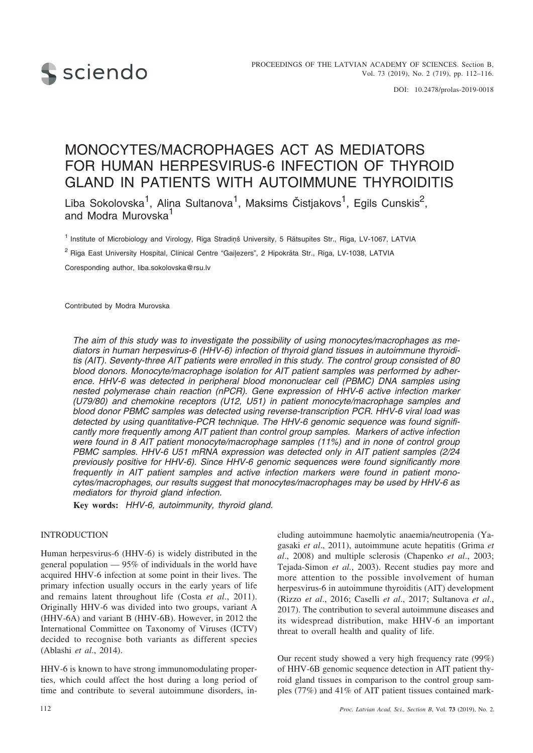# MONOCYTES/MACROPHAGES ACT AS MEDIATORS FOR HUMAN HERPESVIRUS-6 INFECTION OF THYROID GLAND IN PATIENTS WITH AUTOIMMUNE THYROIDITIS

Lība Sokolovska[1], Aliņa Sultanova[1], Maksims Čistjakovs[1], Egils Cunskis[2], and Modra Murovska[1]

[1] Institute of Microbiology and Virology, Rīga Stradiņš University, 5 Rātsupītes Str., Rīga, LV-1067, LATVIA

[2] Rīga East University Hospital, Clinical Centre "Gaiļezers", 2 Hipokrāta Str., Rīga, LV-1038, LATVIA

Coresponding author, liba.sokolovska@rsu.lv

Contributed by Modra Murovska

*The aim of this study was to investigate the possibility of using monocytes/macrophages as mediators in human herpesvirus-6 (HHV-6) infection of thyroid gland tissues in autoimmune thyroiditis (AIT). Seventy-three AIT patients were enrolled in this study. The control group consisted of 80 blood donors. Monocyte/macrophage isolation for AIT patient samples was performed by adherence. HHV-6 was detected in peripheral blood mononuclear cell (PBMC) DNA samples using nested polymerase chain reaction (nPCR). Gene expression of HHV-6 active infection marker (U79/80) and chemokine receptors (U12, U51) in patient monocyte/macrophage samples and blood donor PBMC samples was detected using reverse-transcription PCR. HHV-6 viral load was detected by using quantitative-PCR technique. The HHV-6 genomic sequence was found significantly more frequently among AIT patient than control group samples. Markers of active infection were found in 8 AIT patient monocyte/macrophage samples (11%) and in none of control group PBMC samples. HHV-6 U51 mRNA expression was detected only in AIT patient samples (2/24 previously positive for HHV-6). Since HHV-6 genomic sequences were found significantly more frequently in AIT patient samples and active infection markers were found in patient monocytes/macrophages, our results suggest that monocytes/macrophages may be used by HHV-6 as mediators for thyroid gland infection.*

**Key words:** *HHV-6, autoimmunity, thyroid gland.*

## INTRODUCTION

Human herpesvirus-6 (HHV-6) is widely distributed in the general population — 95% of individuals in the world have acquired HHV-6 infection at some point in their lives. The primary infection usually occurs in the early years of life and remains latent throughout life (Costa *et al*., 2011). Originally HHV-6 was divided into two groups, variant A (HHV-6A) and variant B (HHV-6B). However, in 2012 the International Committee on Taxonomy of Viruses (ICTV) decided to recognise both variants as different species (Ablashi *et al*., 2014).

HHV-6 is known to have strong immunomodulating properties, which could affect the host during a long period of time and contribute to several autoimmune disorders, including autoimmune haemolytic anaemia/neutropenia (Yagasaki *et al*., 2011), autoimmune acute hepatitis (Grima *et al*., 2008) and multiple sclerosis (Chapenko *et al*., 2003; Tejada-Simon *et al.*, 2003). Recent studies pay more and more attention to the possible involvement of human herpesvirus-6 in autoimmune thyroiditis (AIT) development (Rizzo *et al*., 2016; Caselli *et al*., 2017; Sultanova *et al*., 2017). The contribution to several autoimmune diseases and its widespread distribution, make HHV-6 an important threat to overall health and quality of life.

Our recent study showed a very high frequency rate (99%) of HHV-6B genomic sequence detection in AIT patient thyroid gland tissues in comparison to the control group samples (77%) and 41% of AIT patient tissues contained mark-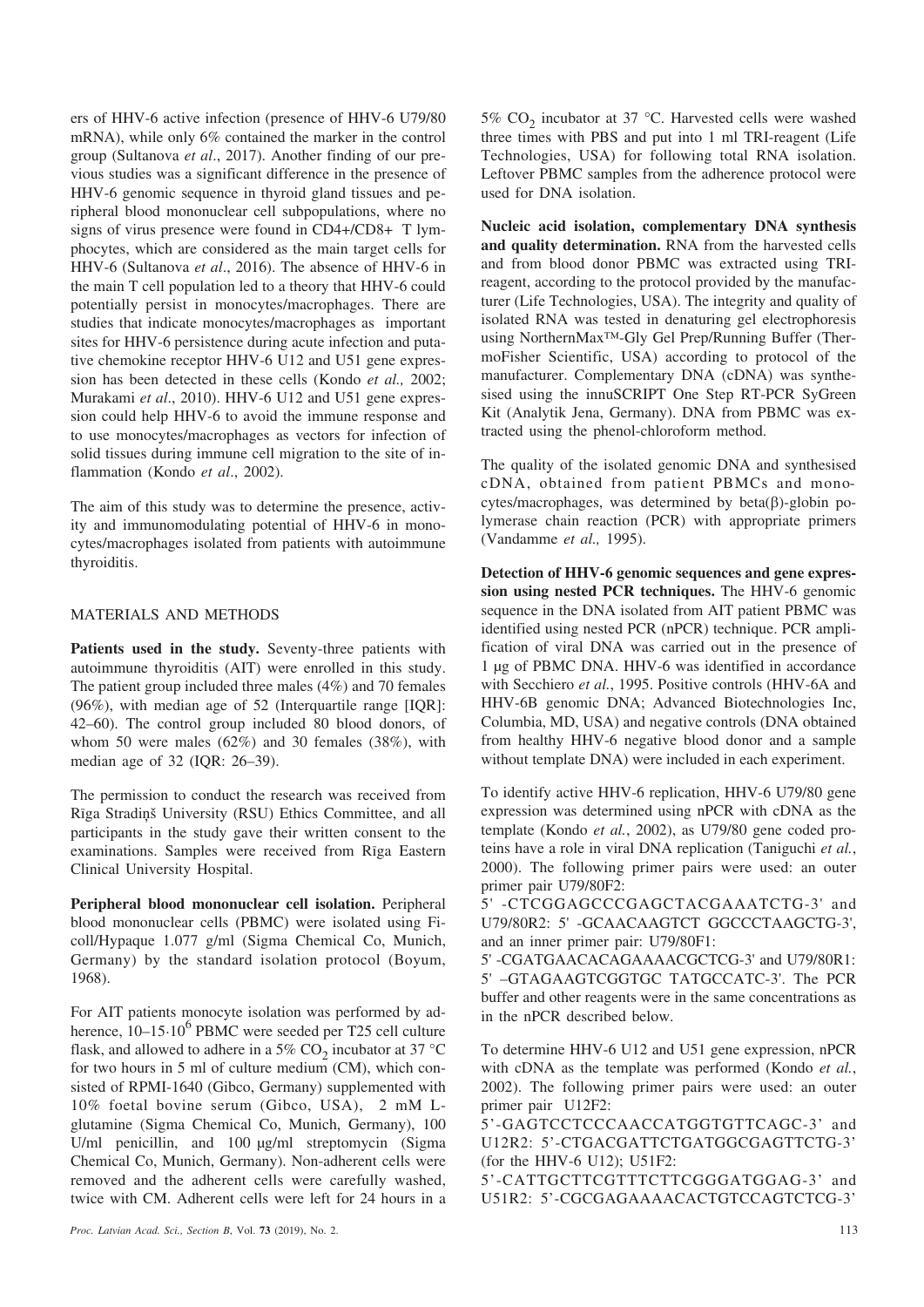ers of HHV-6 active infection (presence of HHV-6 U79/80 mRNA), while only 6% contained the marker in the control group (Sultanova *et al*., 2017). Another finding of our previous studies was a significant difference in the presence of HHV-6 genomic sequence in thyroid gland tissues and peripheral blood mononuclear cell subpopulations, where no signs of virus presence were found in CD4+/CD8+ T lymphocytes, which are considered as the main target cells for HHV-6 (Sultanova *et al*., 2016). The absence of HHV-6 in the main T cell population led to a theory that HHV-6 could potentially persist in monocytes/macrophages. There are studies that indicate monocytes/macrophages as important sites for HHV-6 persistence during acute infection and putative chemokine receptor HHV-6 U12 and U51 gene expression has been detected in these cells (Kondo *et al.,* 2002; Murakami *et al*., 2010). HHV-6 U12 and U51 gene expression could help HHV-6 to avoid the immune response and to use monocytes/macrophages as vectors for infection of solid tissues during immune cell migration to the site of inflammation (Kondo *et al*., 2002).

The aim of this study was to determine the presence, activity and immunomodulating potential of HHV-6 in monocytes/macrophages isolated from patients with autoimmune thyroiditis.

## MATERIALS AND METHODS

**Patients used in the study.** Seventy-three patients with autoimmune thyroiditis (AIT) were enrolled in this study. The patient group included three males (4%) and 70 females (96%), with median age of 52 (Interquartile range [IQR]: 42–60). The control group included 80 blood donors, of whom 50 were males (62%) and 30 females (38%), with median age of 32 (IQR: 26–39).

The permission to conduct the research was received from Rīga Stradiņš University (RSU) Ethics Committee, and all participants in the study gave their written consent to the examinations. Samples were received from Rīga Eastern Clinical University Hospital.

**Peripheral blood mononuclear cell isolation.** Peripheral blood mononuclear cells (PBMC) were isolated using Ficoll/Hypaque 1.077 g/ml (Sigma Chemical Co, Munich, Germany) by the standard isolation protocol (Boyum, 1968).

For AIT patients monocyte isolation was performed by adherence, $10–15{\cdot}10^6$ PBMC were seeded per T25 cell culture flask, and allowed to adhere in a 5% $CO_2$ incubator at 37 °C for two hours in 5 ml of culture medium (CM), which consisted of RPMI-1640 (Gibco, Germany) supplemented with 10% foetal bovine serum (Gibco, USA), 2 mM L-glutamine (Sigma Chemical Co, Munich, Germany), 100 U/ml penicillin, and 100 µg/ml streptomycin (Sigma Chemical Co, Munich, Germany). Non-adherent cells were removed and the adherent cells were carefully washed, twice with CM. Adherent cells were left for 24 hours in a 5% $CO_2$ incubator at 37 °C. Harvested cells were washed three times with PBS and put into 1 ml TRI-reagent (Life Technologies, USA) for following total RNA isolation. Leftover PBMC samples from the adherence protocol were used for DNA isolation.

**Nucleic acid isolation, complementary DNA synthesis and quality determination.** RNA from the harvested cells and from blood donor PBMC was extracted using TRI-reagent, according to the protocol provided by the manufacturer (Life Technologies, USA). The integrity and quality of isolated RNA was tested in denaturing gel electrophoresis using NorthernMax™-Gly Gel Prep/Running Buffer (ThermoFisher Scientific, USA) according to protocol of the manufacturer. Complementary DNA (cDNA) was synthesised using the innuSCRIPT One Step RT-PCR SyGreen Kit (Analytik Jena, Germany). DNA from PBMC was extracted using the phenol-chloroform method.

The quality of the isolated genomic DNA and synthesised cDNA, obtained from patient PBMCs and monocytes/macrophages, was determined by beta(β)-globin polymerase chain reaction (PCR) with appropriate primers (Vandamme *et al.,* 1995).

**Detection of HHV-6 genomic sequences and gene expression using nested PCR techniques.** The HHV-6 genomic sequence in the DNA isolated from AIT patient PBMC was identified using nested PCR (nPCR) technique. PCR amplification of viral DNA was carried out in the presence of 1 µg of PBMC DNA. HHV-6 was identified in accordance with Secchiero *et al.*, 1995. Positive controls (HHV-6A and HHV-6B genomic DNA; Advanced Biotechnologies Inc, Columbia, MD, USA) and negative controls (DNA obtained from healthy HHV-6 negative blood donor and a sample without template DNA) were included in each experiment.

To identify active HHV-6 replication, HHV-6 U79/80 gene expression was determined using nPCR with cDNA as the template (Kondo *et al.*, 2002), as U79/80 gene coded proteins have a role in viral DNA replication (Taniguchi *et al.*, 2000). The following primer pairs were used: an outer primer pair U79/80F2:
5' -CTCGGAGCCCGAGCTACGAAATCTG-3' and U79/80R2: 5' -GCAACAAGTCT GGCCCTAAGCTG-3', and an inner primer pair: U79/80F1:
5' -CGATGAACACAGAAAACGCTCG-3' and U79/80R1: 5' –GTAGAAGTCGGTGC TATGCCATC-3'. The PCR buffer and other reagents were in the same concentrations as in the nPCR described below.

To determine HHV-6 U12 and U51 gene expression, nPCR with cDNA as the template was performed (Kondo *et al.*, 2002). The following primer pairs were used: an outer primer pair U12F2:
5'-GAGTCCTCCCAACCATGGTGTTCAGC-3' and U12R2: 5'-CTGACGATTCTGATGGCGAGTTCTG-3' (for the HHV-6 U12); U51F2:
5'-CATTGCTTCGTTTCTTCGGGATGGAG-3' and U51R2: 5'-CGCGAGAAAACACTGTCCAGTCTCG-3'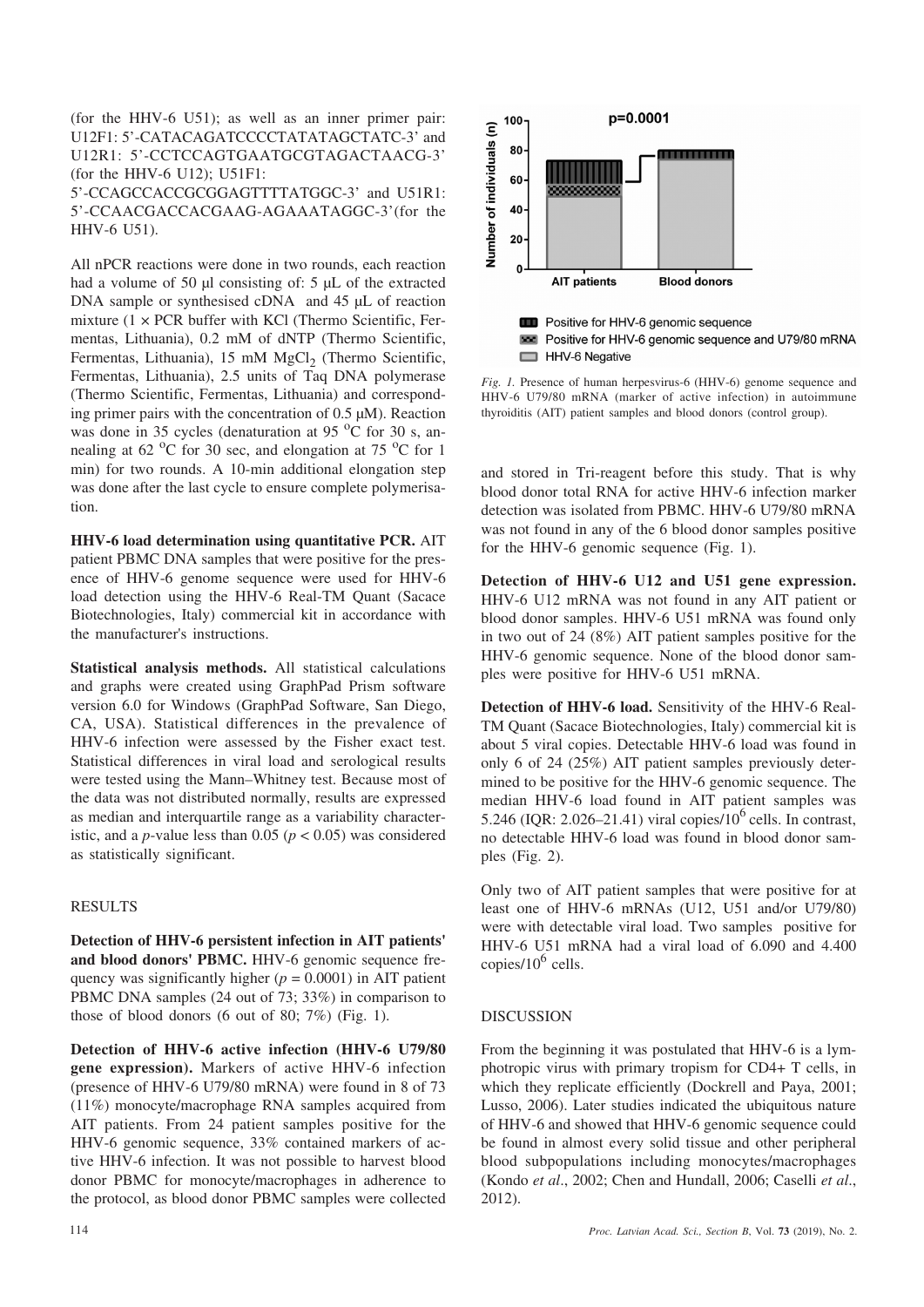(for the HHV-6 U51); as well as an inner primer pair: U12F1: 5'-CATACAGATCCCCTATATAGCTATC-3' and U12R1: 5'-CCTCCAGTGAATGCGTAGACTAACG-3' (for the HHV-6 U12); U51F1:
5'-CCAGCCACCGCGGAGTTTTATGGC-3' and U51R1: 5'-CCAACGACCACGAAG-AGAAATAGGC-3'(for the HHV-6 U51).

All nPCR reactions were done in two rounds, each reaction had a volume of 50 µl consisting of: 5 µL of the extracted DNA sample or synthesised cDNA and 45 µL of reaction mixture (1 × PCR buffer with KCl (Thermo Scientific, Fermentas, Lithuania), 0.2 mM of dNTP (Thermo Scientific, Fermentas, Lithuania), 15 mM $MgCl_2$ (Thermo Scientific, Fermentas, Lithuania), 2.5 units of Taq DNA polymerase (Thermo Scientific, Fermentas, Lithuania) and corresponding primer pairs with the concentration of 0.5 µM). Reaction was done in 35 cycles (denaturation at 95 °C for 30 s, annealing at 62 °C for 30 sec, and elongation at 75 °C for 1 min) for two rounds. A 10-min additional elongation step was done after the last cycle to ensure complete polymerisation.

**HHV-6 load determination using quantitative PCR.** AIT patient PBMC DNA samples that were positive for the presence of HHV-6 genome sequence were used for HHV-6 load detection using the HHV-6 Real-TM Quant (Sacace Biotechnologies, Italy) commercial kit in accordance with the manufacturer's instructions.

**Statistical analysis methods.** All statistical calculations and graphs were created using GraphPad Prism software version 6.0 for Windows (GraphPad Software, San Diego, CA, USA). Statistical differences in the prevalence of HHV-6 infection were assessed by the Fisher exact test. Statistical differences in viral load and serological results were tested using the Mann–Whitney test. Because most of the data was not distributed normally, results are expressed as median and interquartile range as a variability characteristic, and a *p*-value less than 0.05 ($p < 0.05$) was considered as statistically significant.

## RESULTS

**Detection of HHV-6 persistent infection in AIT patients' and blood donors' PBMC.** HHV-6 genomic sequence frequency was significantly higher ($p = 0.0001$) in AIT patient PBMC DNA samples (24 out of 73; 33%) in comparison to those of blood donors (6 out of 80; 7%) (Fig. 1).

**Detection of HHV-6 active infection (HHV-6 U79/80 gene expression).** Markers of active HHV-6 infection (presence of HHV-6 U79/80 mRNA) were found in 8 of 73 (11%) monocyte/macrophage RNA samples acquired from AIT patients. From 24 patient samples positive for the HHV-6 genomic sequence, 33% contained markers of active HHV-6 infection. It was not possible to harvest blood donor PBMC for monocyte/macrophages in adherence to the protocol, as blood donor PBMC samples were collected and stored in Tri-reagent before this study. That is why blood donor total RNA for active HHV-6 infection marker detection was isolated from PBMC. HHV-6 U79/80 mRNA was not found in any of the 6 blood donor samples positive for the HHV-6 genomic sequence (Fig. 1).

*Fig. 1.* Presence of human herpesvirus-6 (HHV-6) genome sequence and HHV-6 U79/80 mRNA (marker of active infection) in autoimmune thyroiditis (AIT) patient samples and blood donors (control group).

**Detection of HHV-6 U12 and U51 gene expression.** HHV-6 U12 mRNA was not found in any AIT patient or blood donor samples. HHV-6 U51 mRNA was found only in two out of 24 (8%) AIT patient samples positive for the HHV-6 genomic sequence. None of the blood donor samples were positive for HHV-6 U51 mRNA.

**Detection of HHV-6 load.** Sensitivity of the HHV-6 Real-TM Quant (Sacace Biotechnologies, Italy) commercial kit is about 5 viral copies. Detectable HHV-6 load was found in only 6 of 24 (25%) AIT patient samples previously determined to be positive for the HHV-6 genomic sequence. The median HHV-6 load found in AIT patient samples was 5.246 (IQR: 2.026–21.41) viral copies/$10^6$ cells. In contrast, no detectable HHV-6 load was found in blood donor samples (Fig. 2).

Only two of AIT patient samples that were positive for at least one of HHV-6 mRNAs (U12, U51 and/or U79/80) were with detectable viral load. Two samples positive for HHV-6 U51 mRNA had a viral load of 6.090 and 4.400 copies/$10^6$ cells.

## DISCUSSION

From the beginning it was postulated that HHV-6 is a lymphotropic virus with primary tropism for CD4+ T cells, in which they replicate efficiently (Dockrell and Paya, 2001; Lusso, 2006). Later studies indicated the ubiquitous nature of HHV-6 and showed that HHV-6 genomic sequence could be found in almost every solid tissue and other peripheral blood subpopulations including monocytes/macrophages (Kondo *et al*., 2002; Chen and Hundall, 2006; Caselli *et al*., 2012).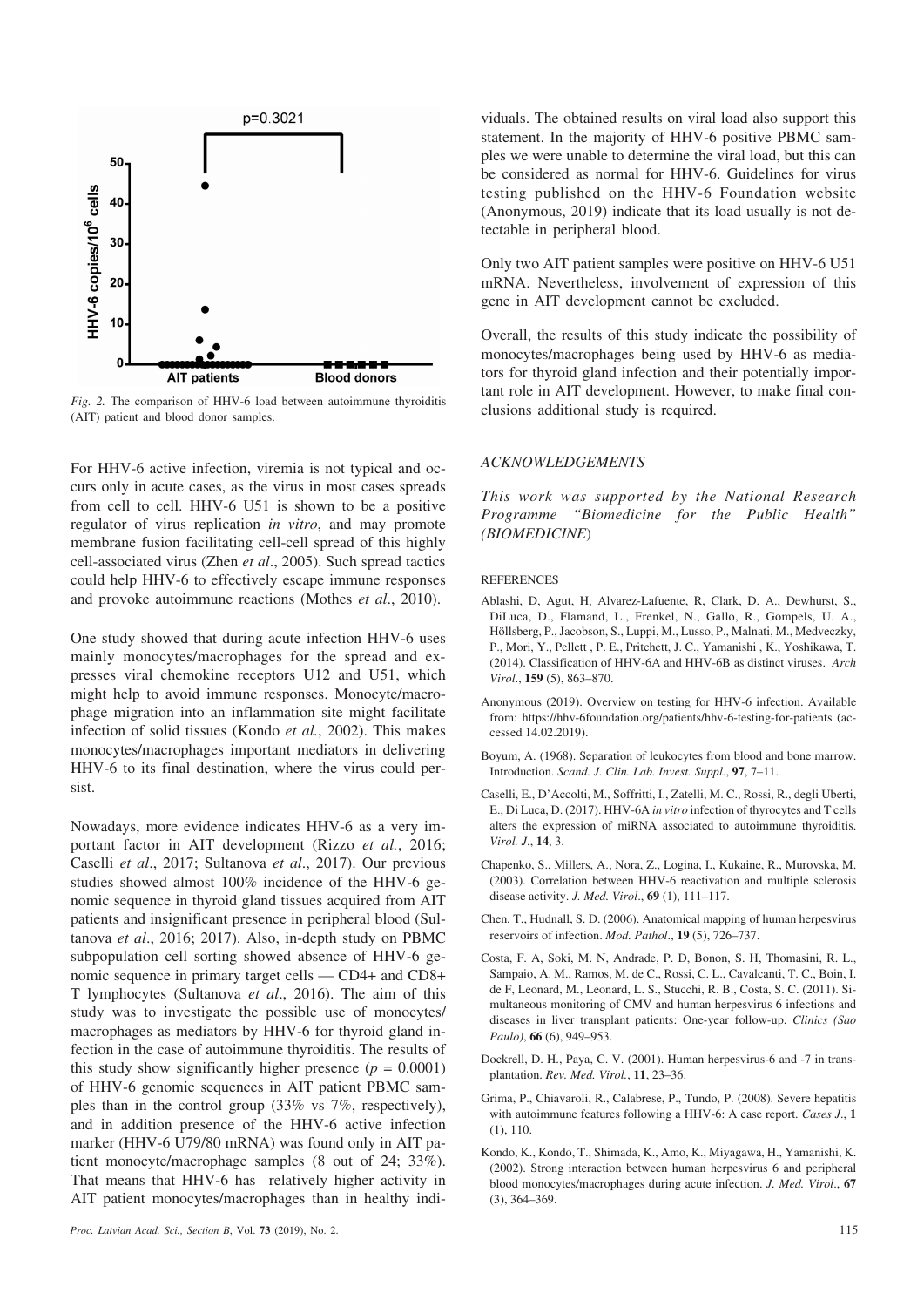*Fig. 2.* The comparison of HHV-6 load between autoimmune thyroiditis (AIT) patient and blood donor samples.

For HHV-6 active infection, viremia is not typical and occurs only in acute cases, as the virus in most cases spreads from cell to cell. HHV-6 U51 is shown to be a positive regulator of virus replication *in vitro*, and may promote membrane fusion facilitating cell-cell spread of this highly cell-associated virus (Zhen *et al*., 2005). Such spread tactics could help HHV-6 to effectively escape immune responses and provoke autoimmune reactions (Mothes *et al*., 2010).

One study showed that during acute infection HHV-6 uses mainly monocytes/macrophages for the spread and expresses viral chemokine receptors U12 and U51, which might help to avoid immune responses. Monocyte/macrophage migration into an inflammation site might facilitate infection of solid tissues (Kondo *et al.*, 2002). This makes monocytes/macrophages important mediators in delivering HHV-6 to its final destination, where the virus could persist.

Nowadays, more evidence indicates HHV-6 as a very important factor in AIT development (Rizzo *et al.*, 2016; Caselli *et al*., 2017; Sultanova *et al*., 2017). Our previous studies showed almost 100% incidence of the HHV-6 genomic sequence in thyroid gland tissues acquired from AIT patients and insignificant presence in peripheral blood (Sultanova *et al*., 2016; 2017). Also, in-depth study on PBMC subpopulation cell sorting showed absence of HHV-6 genomic sequence in primary target cells — CD4+ and CD8+ T lymphocytes (Sultanova *et al*., 2016). The aim of this study was to investigate the possible use of monocytes/macrophages as mediators by HHV-6 for thyroid gland infection in the case of autoimmune thyroiditis. The results of this study show significantly higher presence ($p = 0.0001$) of HHV-6 genomic sequences in AIT patient PBMC samples than in the control group (33% vs 7%, respectively), and in addition presence of the HHV-6 active infection marker (HHV-6 U79/80 mRNA) was found only in AIT patient monocyte/macrophage samples (8 out of 24; 33%). That means that HHV-6 has relatively higher activity in AIT patient monocytes/macrophages than in healthy individuals. The obtained results on viral load also support this statement. In the majority of HHV-6 positive PBMC samples we were unable to determine the viral load, but this can be considered as normal for HHV-6. Guidelines for virus testing published on the HHV-6 Foundation website (Anonymous, 2019) indicate that its load usually is not detectable in peripheral blood.

Only two AIT patient samples were positive on HHV-6 U51 mRNA. Nevertheless, involvement of expression of this gene in AIT development cannot be excluded.

Overall, the results of this study indicate the possibility of monocytes/macrophages being used by HHV-6 as mediators for thyroid gland infection and their potentially important role in AIT development. However, to make final conclusions additional study is required.

## ACKNOWLEDGEMENTS

*This work was supported by the National Research Programme "Biomedicine for the Public Health" (BIOMEDICINE)*

## REFERENCES

Ablashi, D, Agut, H, Alvarez-Lafuente, R, Clark, D. A., Dewhurst, S., DiLuca, D., Flamand, L., Frenkel, N., Gallo, R., Gompels, U. A., Höllsberg, P., Jacobson, S., Luppi, M., Lusso, P., Malnati, M., Medveczky, P., Mori, Y., Pellett , P. E., Pritchett, J. C., Yamanishi , K., Yoshikawa, T. (2014). Classification of HHV-6A and HHV-6B as distinct viruses. *Arch Virol*., **159** (5), 863–870.

Anonymous (2019). Overview on testing for HHV-6 infection. Available from: https://hhv-6foundation.org/patients/hhv-6-testing-for-patients (accessed 14.02.2019).

Boyum, A. (1968). Separation of leukocytes from blood and bone marrow. Introduction. *Scand. J. Clin. Lab. Invest. Suppl*., **97**, 7–11.

Caselli, E., D'Accolti, M., Soffritti, I., Zatelli, M. C., Rossi, R., degli Uberti, E., Di Luca, D. (2017). HHV-6A *in vitro* infection of thyrocytes and T cells alters the expression of miRNA associated to autoimmune thyroiditis. *Virol. J*., **14**, 3.

Chapenko, S., Millers, A., Nora, Z., Logina, I., Kukaine, R., Murovska, M. (2003). Correlation between HHV-6 reactivation and multiple sclerosis disease activity. *J. Med. Virol*., **69** (1), 111–117.

Chen, T., Hudnall, S. D. (2006). Anatomical mapping of human herpesvirus reservoirs of infection. *Mod. Pathol*., **19** (5), 726–737.

Costa, F. A, Soki, M. N, Andrade, P. D, Bonon, S. H, Thomasini, R. L., Sampaio, A. M., Ramos, M. de C., Rossi, C. L., Cavalcanti, T. C., Boin, I. de F, Leonard, M., Leonard, L. S., Stucchi, R. B., Costa, S. C. (2011). Simultaneous monitoring of CMV and human herpesvirus 6 infections and diseases in liver transplant patients: One-year follow-up. *Clinics (Sao Paulo)*, **66** (6), 949–953.

Dockrell, D. H., Paya, C. V. (2001). Human herpesvirus-6 and -7 in transplantation. *Rev. Med. Virol*., **11**, 23–36.

Grima, P., Chiavaroli, R., Calabrese, P., Tundo, P. (2008). Severe hepatitis with autoimmune features following a HHV-6: A case report. *Cases J*., **1** (1), 110.

Kondo, K., Kondo, T., Shimada, K., Amo, K., Miyagawa, H., Yamanishi, K. (2002). Strong interaction between human herpesvirus 6 and peripheral blood monocytes/macrophages during acute infection. *J. Med. Virol*., **67** (3), 364–369.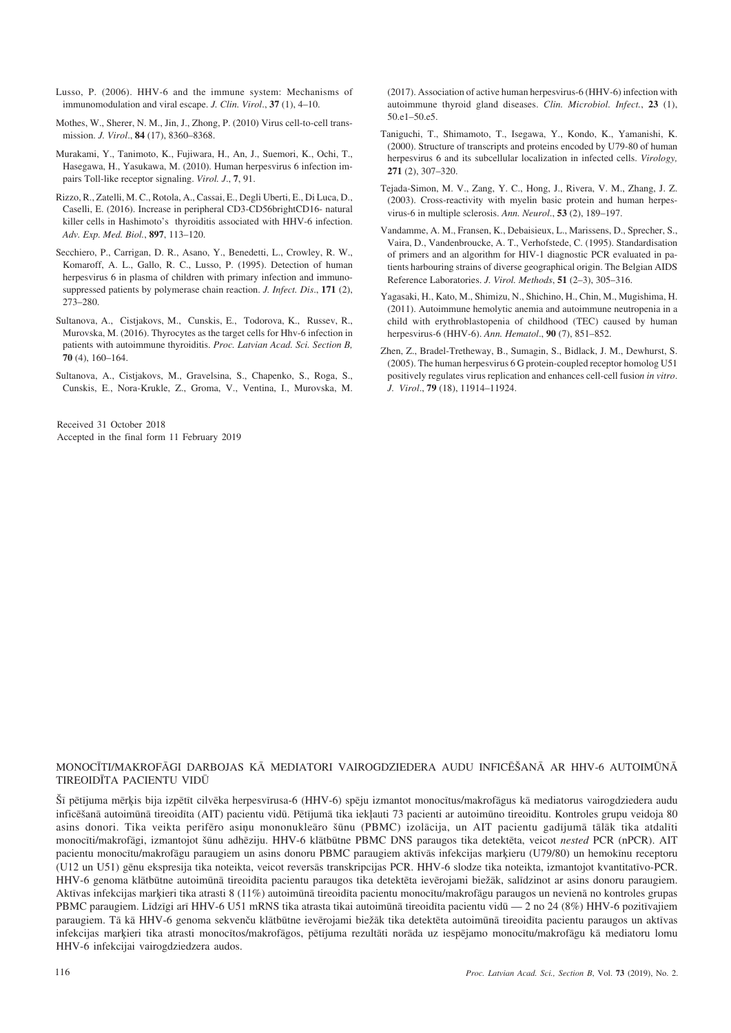Lusso, P. (2006). HHV-6 and the immune system: Mechanisms of immunomodulation and viral escape. *J. Clin. Virol.*, **37** (1), 4–10.

Mothes, W., Sherer, N. M., Jin, J., Zhong, P. (2010) Virus cell-to-cell transmission. *J. Virol*., **84** (17), 8360–8368.

Murakami, Y., Tanimoto, K., Fujiwara, H., An, J., Suemori, K., Ochi, T., Hasegawa, H., Yasukawa, M. (2010). Human herpesvirus 6 infection impairs Toll-like receptor signaling. *Virol. J*., **7**, 91.

Rizzo, R., Zatelli, M. C., Rotola, A., Cassai, E., Degli Uberti, E., Di Luca, D., Caselli, E. (2016). Increase in peripheral CD3-CD56brightCD16- natural killer cells in Hashimoto's thyroiditis associated with HHV-6 infection. *Adv. Exp. Med. Biol.*, **897**, 113–120.

Secchiero, P., Carrigan, D. R., Asano, Y., Benedetti, L., Crowley, R. W., Komaroff, A. L., Gallo, R. C., Lusso, P. (1995). Detection of human herpesvirus 6 in plasma of children with primary infection and immunosuppressed patients by polymerase chain reaction. *J. Infect. Dis*., **171** (2), 273–280.

Sultanova, A., Cistjakovs, M., Cunskis, E., Todorova, K., Russev, R., Murovska, M. (2016). Thyrocytes as the target cells for Hhv-6 infection in patients with autoimmune thyroiditis. *Proc. Latvian Acad. Sci. Section B,* **70** (4), 160–164.

Sultanova, A., Cistjakovs, M., Gravelsina, S., Chapenko, S., Roga, S., Cunskis, E., Nora-Krukle, Z., Groma, V., Ventina, I., Murovska, M. (2017). Association of active human herpesvirus-6 (HHV-6) infection with autoimmune thyroid gland diseases. *Clin. Microbiol. Infect.*, **23** (1), 50.e1–50.e5.

Taniguchi, T., Shimamoto, T., Isegawa, Y., Kondo, K., Yamanishi, K. (2000). Structure of transcripts and proteins encoded by U79-80 of human herpesvirus 6 and its subcellular localization in infected cells. *Virology,* **271** (2), 307–320.

Tejada-Simon, M. V., Zang, Y. C., Hong, J., Rivera, V. M., Zhang, J. Z. (2003). Cross-reactivity with myelin basic protein and human herpesvirus-6 in multiple sclerosis. *Ann. Neurol*., **53** (2), 189–197.

Vandamme, A. M., Fransen, K., Debaisieux, L., Marissens, D., Sprecher, S., Vaira, D., Vandenbroucke, A. T., Verhofstede, C. (1995). Standardisation of primers and an algorithm for HIV-1 diagnostic PCR evaluated in patients harbouring strains of diverse geographical origin. The Belgian AIDS Reference Laboratories. *J. Virol. Methods*, **51** (2–3), 305–316.

Yagasaki, H., Kato, M., Shimizu, N., Shichino, H., Chin, M., Mugishima, H. (2011). Autoimmune hemolytic anemia and autoimmune neutropenia in a child with erythroblastopenia of childhood (TEC) caused by human herpesvirus-6 (HHV-6). *Ann. Hematol*., **90** (7), 851–852.

Zhen, Z., Bradel-Tretheway, B., Sumagin, S., Bidlack, J. M., Dewhurst, S. (2005). The human herpesvirus 6 G protein-coupled receptor homolog U51 positively regulates virus replication and enhances cell-cell fusion *in vitro*. *J. Virol*., **79** (18), 11914–11924.

Received 31 October 2018
Accepted in the final form 11 February 2019

## MONOCĪTI/MAKROFĀGI DARBOJAS KĀ MEDIATORI VAIROGDZIEDERA AUDU INFICĒŠANĀ AR HHV-6 AUTOIMŪNĀ TIREOIDĪTA PACIENTU VIDŪ

Šī pētījuma mērķis bija izpētīt cilvēka herpesvīrusa-6 (HHV-6) spēju izmantot monocītus/makrofāgus kā mediatorus vairogdziedera audu inficēšanā autoimūnā tireoidīta (AIT) pacientu vidū. Pētījumā tika iekļauti 73 pacienti ar autoimūno tireoidītu. Kontroles grupu veidoja 80 asins donori. Tika veikta perifēro asiņu mononukleāro šūnu (PBMC) izolācija, un AIT pacientu gadījumā tālāk tika atdalīti monocīti/makrofāgi, izmantojot šūnu adhēziju. HHV-6 klātbūtne PBMC DNS paraugos tika detektēta, veicot *nested* PCR (nPCR). AIT pacientu monocītu/makrofāgu paraugiem un asins donoru PBMC paraugiem aktīvās infekcijas marķieru (U79/80) un hemokīnu receptoru (U12 un U51) gēnu ekspresija tika noteikta, veicot reversās transkripcijas PCR. HHV-6 slodze tika noteikta, izmantojot kvantitatīvo-PCR. HHV-6 genoma klātbūtne autoimūnā tireoidīta pacientu paraugos tika detektēta ievērojami biežāk, salīdzinot ar asins donoru paraugiem. Aktīvas infekcijas marķieri tika atrasti 8 (11%) autoimūnā tireoidīta pacientu monocītu/makrofāgu paraugos un nevienā no kontroles grupas PBMC paraugiem. Līdzīgi arī HHV-6 U51 mRNS tika atrasta tikai autoimūnā tireoidīta pacientu vidū — 2 no 24 (8%) HHV-6 pozitīvajiem paraugiem. Tā kā HHV-6 genoma sekvenču klātbūtne ievērojami biežāk tika detektēta autoimūnā tireoidīta pacientu paraugos un aktīvas infekcijas marķieri tika atrasti monocītos/makrofāgos, pētījuma rezultāti norāda uz iespējamo monocītu/makrofāgu kā mediatoru lomu HHV-6 infekcijai vairogdziedzera audos.